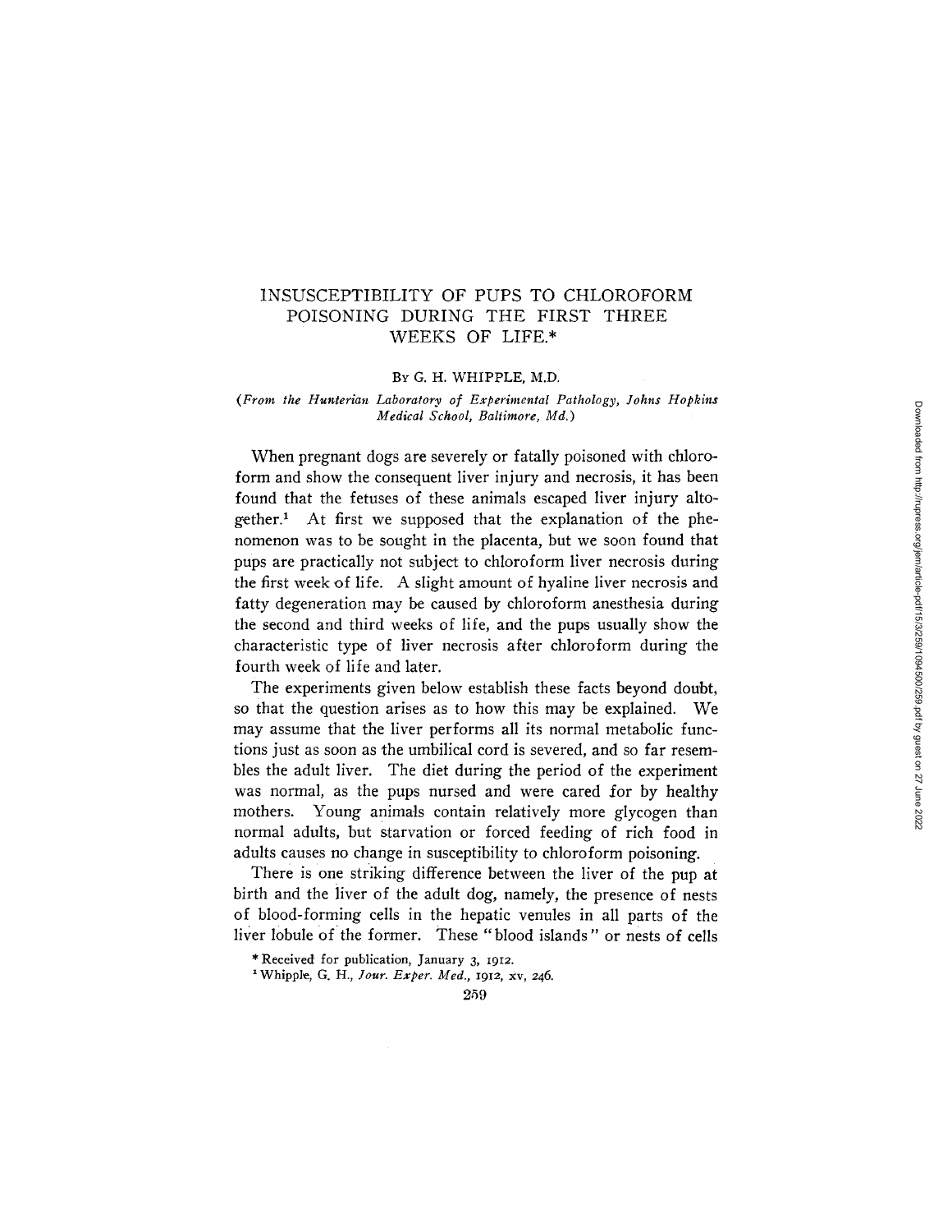# INSUSCEPTIBILITY OF PUPS TO CHLOROFORM POISONING DURING THE FIRST THREE WEEKS OF LIFE.*

By G. H. WHIPPLE, M.D.

*(From the Hunterian Laboratory of Experimental Pathology, Johns Hopkins Medical School, Baltimore, Md.)*

When pregnant dogs are severely or fatally poisoned with chloroform and show the consequent liver injury and necrosis, it has been found that the fetuses of these animals escaped liver injury altogether.[1] At first we supposed that the explanation of the phenomenon was to be sought in the placenta, but we soon found that pups are practically not subject to chloroform liver necrosis during the first week of life. A slight amount of hyaline liver necrosis and fatty degeneration may be caused by chloroform anesthesia during the second and third weeks of life, and the pups usually show the characteristic type of liver necrosis after chloroform during the fourth week of life and later.

The experiments given below establish these facts beyond doubt, so that the question arises as to how this may be explained. We may assume that the liver performs all its normal metabolic functions just as soon as the umbilical cord is severed, and so far resembles the adult liver. The diet during the period of the experiment was normal, as the pups nursed and were cared for by healthy mothers. Young animals contain relatively more glycogen than normal adults, but starvation or forced feeding of rich food in adults causes no change in susceptibility to chloroform poisoning.

There is one striking difference between the liver of the pup at birth and the liver of the adult dog, namely, the presence of nests of blood-forming cells in the hepatic venules in all parts of the liver lobule of the former. These "blood islands" or nests of cells

* Received for publication, January 3, 1912.

[1] Whipple, G. H., *Jour. Exper. Med.*, 1912, xv, 246.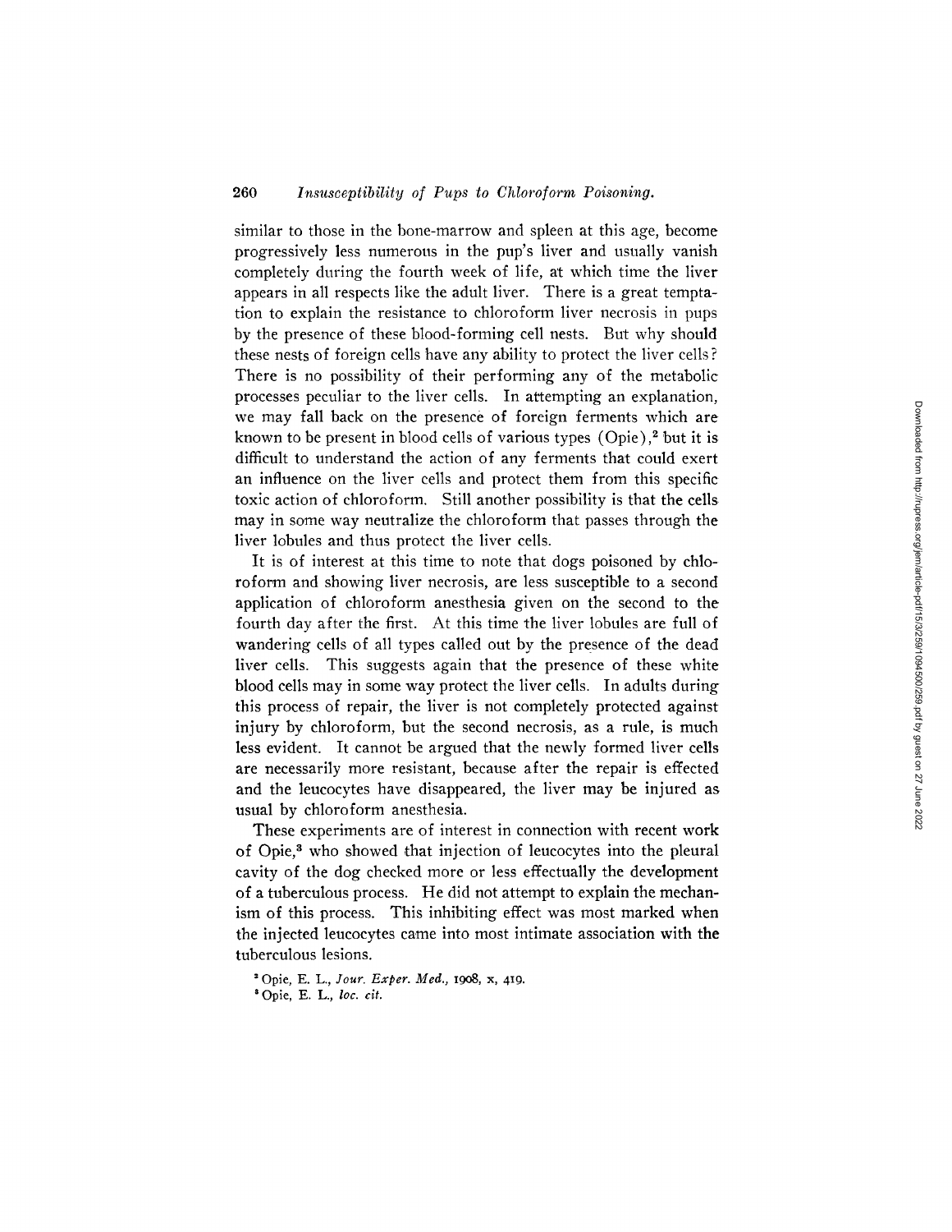similar to those in the bone-marrow and spleen at this age, become progressively less numerous in the pup's liver and usually vanish completely during the fourth week of life, at which time the liver appears in all respects like the adult liver. There is a great temptation to explain the resistance to chloroform liver necrosis in pups by the presence of these blood-forming cell nests. But why should these nests of foreign cells have any ability to protect the liver cells? There is no possibility of their performing any of the metabolic processes peculiar to the liver cells. In attempting an explanation, we may fall back on the presence of foreign ferments which are known to be present in blood cells of various types (Opie),[2] but it is difficult to understand the action of any ferments that could exert an influence on the liver cells and protect them from this specific toxic action of chloroform. Still another possibility is that the cells may in some way neutralize the chloroform that passes through the liver lobules and thus protect the liver cells.

It is of interest at this time to note that dogs poisoned by chloroform and showing liver necrosis, are less susceptible to a second application of chloroform anesthesia given on the second to the fourth day after the first. At this time the liver lobules are full of wandering cells of all types called out by the presence of the dead liver cells. This suggests again that the presence of these white blood cells may in some way protect the liver cells. In adults during this process of repair, the liver is not completely protected against injury by chloroform, but the second necrosis, as a rule, is much less evident. It cannot be argued that the newly formed liver cells are necessarily more resistant, because after the repair is effected and the leucocytes have disappeared, the liver may be injured as usual by chloroform anesthesia.

These experiments are of interest in connection with recent work of Opie,[3] who showed that injection of leucocytes into the pleural cavity of the dog checked more or less effectually the development of a tuberculous process. He did not attempt to explain the mechanism of this process. This inhibiting effect was most marked when the injected leucocytes came into most intimate association with the tuberculous lesions.

[2] Opie, E. L., *Jour. Exper. Med.*, 1908, x, 419.

[3] Opie, E. L., *loc. cit.*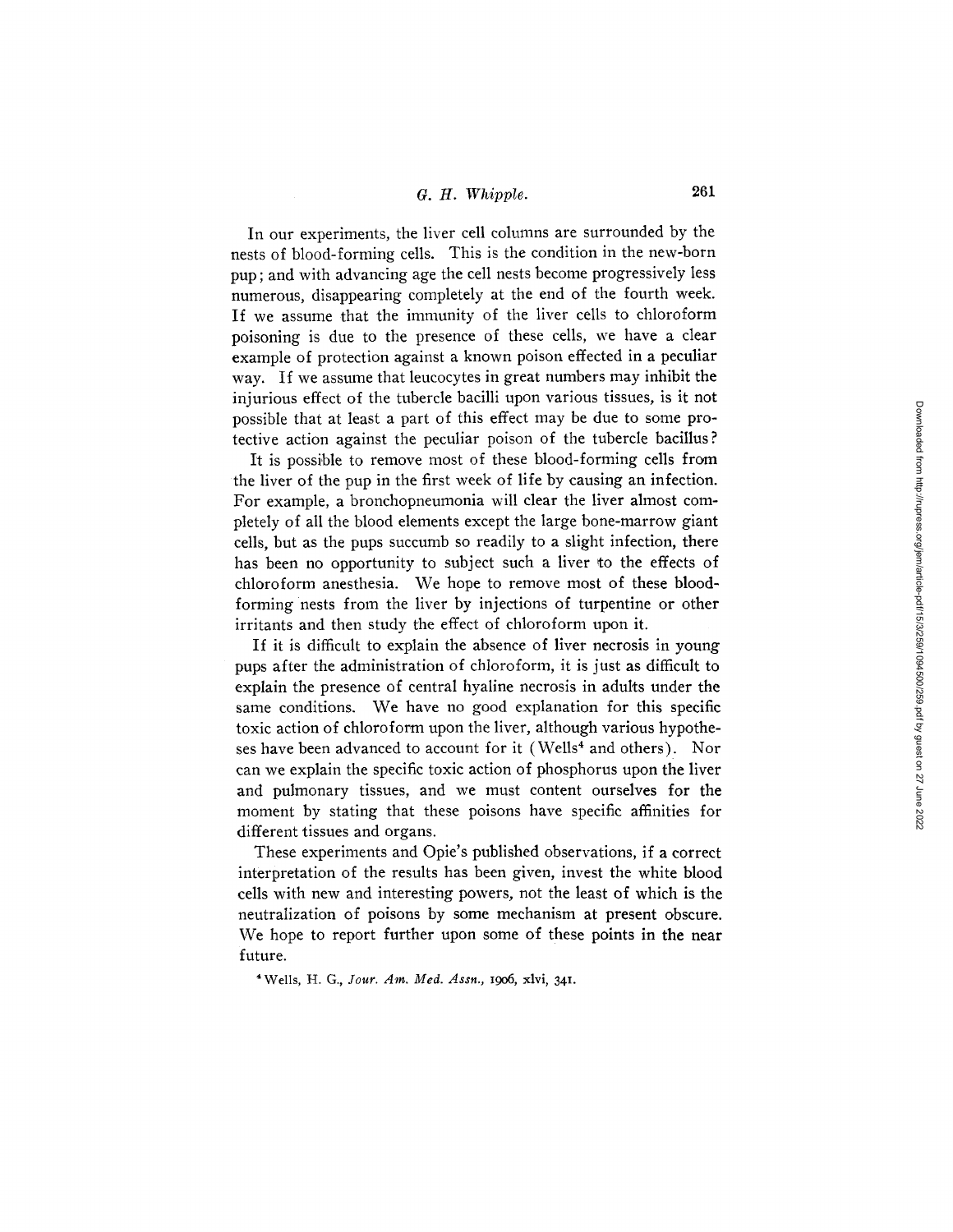In our experiments, the liver cell columns are surrounded by the nests of blood-forming cells. This is the condition in the new-born pup; and with advancing age the cell nests become progressively less numerous, disappearing completely at the end of the fourth week. If we assume that the immunity of the liver cells to chloroform poisoning is due to the presence of these cells, we have a clear example of protection against a known poison effected in a peculiar way. If we assume that leucocytes in great numbers may inhibit the injurious effect of the tubercle bacilli upon various tissues, is it not possible that at least a part of this effect may be due to some protective action against the peculiar poison of the tubercle bacillus?

It is possible to remove most of these blood-forming cells from the liver of the pup in the first week of life by causing an infection. For example, a bronchopneumonia will clear the liver almost completely of all the blood elements except the large bone-marrow giant cells, but as the pups succumb so readily to a slight infection, there has been no opportunity to subject such a liver to the effects of chloroform anesthesia. We hope to remove most of these blood-forming nests from the liver by injections of turpentine or other irritants and then study the effect of chloroform upon it.

If it is difficult to explain the absence of liver necrosis in young pups after the administration of chloroform, it is just as difficult to explain the presence of central hyaline necrosis in adults under the same conditions. We have no good explanation for this specific toxic action of chloroform upon the liver, although various hypotheses have been advanced to account for it (Wells[4] and others). Nor can we explain the specific toxic action of phosphorus upon the liver and pulmonary tissues, and we must content ourselves for the moment by stating that these poisons have specific affinities for different tissues and organs.

These experiments and Opie's published observations, if a correct interpretation of the results has been given, invest the white blood cells with new and interesting powers, not the least of which is the neutralization of poisons by some mechanism at present obscure. We hope to report further upon some of these points in the near future.

[4] Wells, H. G., *Jour. Am. Med. Assn.*, 1906, xlvi, 341.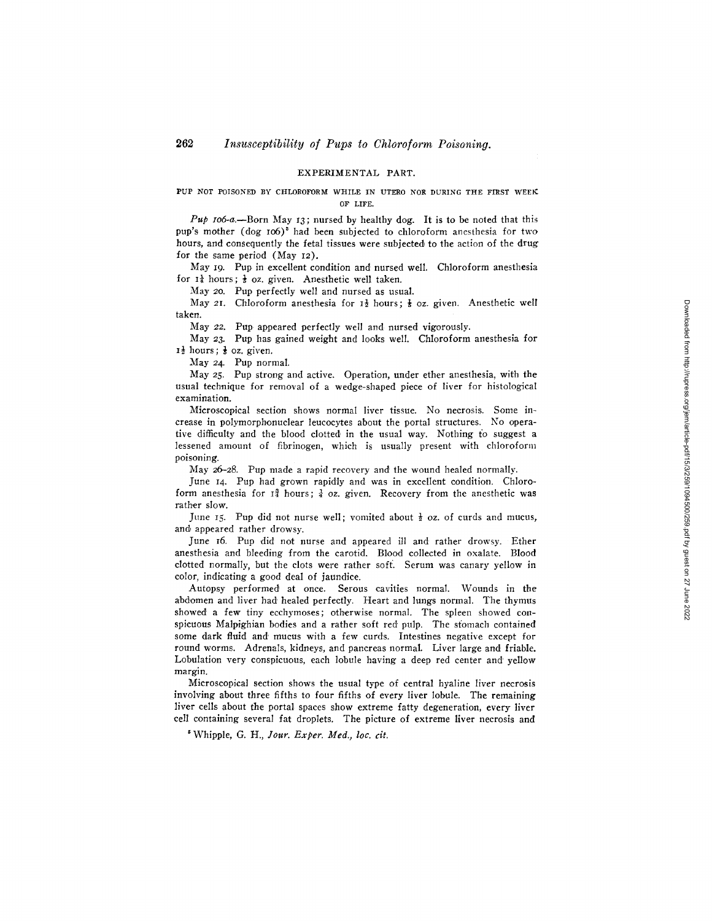## EXPERIMENTAL PART.

### PUP NOT POISONED BY CHLOROFORM WHILE IN UTERO NOR DURING THE FIRST WEEK OF LIFE.

*Pup 106-a.*—Born May 13; nursed by healthy dog. It is to be noted that this pup's mother (dog 106)[5] had been subjected to chloroform anesthesia for two hours, and consequently the fetal tissues were subjected to the action of the drug for the same period (May 12).

May 19. Pup in excellent condition and nursed well. Chloroform anesthesia for 1¼ hours; ⅛ oz. given. Anesthetic well taken.

May 20. Pup perfectly well and nursed as usual.

May 21. Chloroform anesthesia for 1½ hours; ⅛ oz. given. Anesthetic well taken.

May 22. Pup appeared perfectly well and nursed vigorously.

May 23. Pup has gained weight and looks well. Chloroform anesthesia for 1½ hours; ⅛ oz. given.

May 24. Pup normal.

May 25. Pup strong and active. Operation, under ether anesthesia, with the usual technique for removal of a wedge-shaped piece of liver for histological examination.

Microscopical section shows normal liver tissue. No necrosis. Some increase in polymorphonuclear leucocytes about the portal structures. No operative difficulty and the blood clotted in the usual way. Nothing to suggest a lessened amount of fibrinogen, which is usually present with chloroform poisoning.

May 26–28. Pup made a rapid recovery and the wound healed normally.

June 14. Pup had grown rapidly and was in excellent condition. Chloroform anesthesia for 1¾ hours; ¾ oz. given. Recovery from the anesthetic was rather slow.

June 15. Pup did not nurse well; vomited about ½ oz. of curds and mucus, and appeared rather drowsy.

June 16. Pup did not nurse and appeared ill and rather drowsy. Ether anesthesia and bleeding from the carotid. Blood collected in oxalate. Blood clotted normally, but the clots were rather soft. Serum was canary yellow in color, indicating a good deal of jaundice.

Autopsy performed at once. Serous cavities normal. Wounds in the abdomen and liver had healed perfectly. Heart and lungs normal. The thymus showed a few tiny ecchymoses; otherwise normal. The spleen showed conspicuous Malpighian bodies and a rather soft red pulp. The stomach contained some dark fluid and mucus with a few curds. Intestines negative except for round worms. Adrenals, kidneys, and pancreas normal. Liver large and friable. Lobulation very conspicuous, each lobule having a deep red center and yellow margin.

Microscopical section shows the usual type of central hyaline liver necrosis involving about three fifths to four fifths of every liver lobule. The remaining liver cells about the portal spaces show extreme fatty degeneration, every liver cell containing several fat droplets. The picture of extreme liver necrosis and

[5] Whipple, G. H., *Jour. Exper. Med., loc. cit.*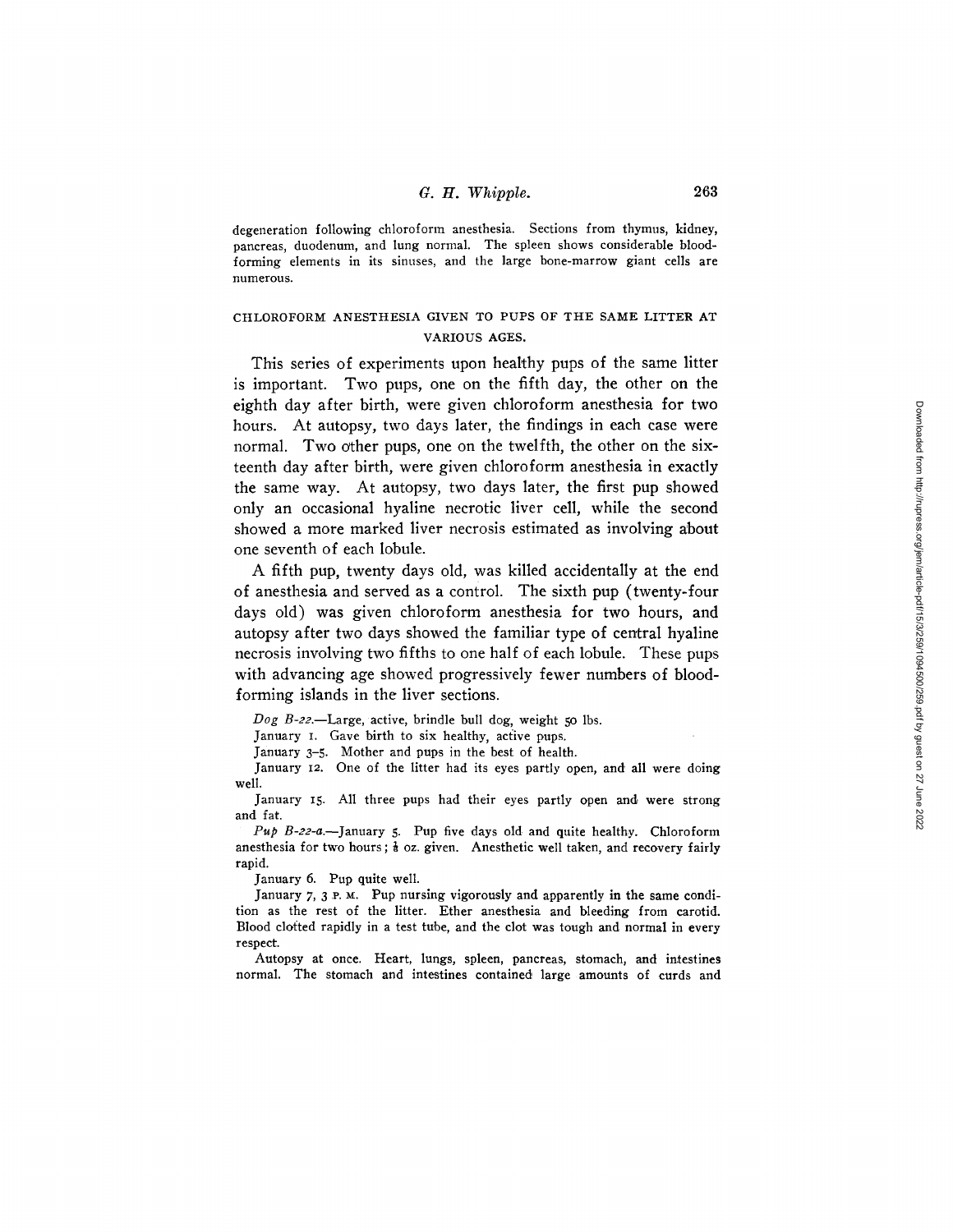degeneration following chloroform anesthesia. Sections from thymus, kidney, pancreas, duodenum, and lung normal. The spleen shows considerable blood-forming elements in its sinuses, and the large bone-marrow giant cells are numerous.

## CHLOROFORM ANESTHESIA GIVEN TO PUPS OF THE SAME LITTER AT VARIOUS AGES.

This series of experiments upon healthy pups of the same litter is important. Two pups, one on the fifth day, the other on the eighth day after birth, were given chloroform anesthesia for two hours. At autopsy, two days later, the findings in each case were normal. Two other pups, one on the twelfth, the other on the sixteenth day after birth, were given chloroform anesthesia in exactly the same way. At autopsy, two days later, the first pup showed only an occasional hyaline necrotic liver cell, while the second showed a more marked liver necrosis estimated as involving about one seventh of each lobule.

A fifth pup, twenty days old, was killed accidentally at the end of anesthesia and served as a control. The sixth pup (twenty-four days old) was given chloroform anesthesia for two hours, and autopsy after two days showed the familiar type of central hyaline necrosis involving two fifths to one half of each lobule. These pups with advancing age showed progressively fewer numbers of blood-forming islands in the liver sections.

*Dog B-22.*—Large, active, brindle bull dog, weight 50 lbs.

January 1. Gave birth to six healthy, active pups.

January 3–5. Mother and pups in the best of health.

January 12. One of the litter had its eyes partly open, and all were doing well.

January 15. All three pups had their eyes partly open and were strong and fat.

*Pup B-22-a.*—January 5. Pup five days old and quite healthy. Chloroform anesthesia for two hours; ⅛ oz. given. Anesthetic well taken, and recovery fairly rapid.

January 6. Pup quite well.

January 7, 3 P. M. Pup nursing vigorously and apparently in the same condition as the rest of the litter. Ether anesthesia and bleeding from carotid. Blood clotted rapidly in a test tube, and the clot was tough and normal in every respect.

Autopsy at once. Heart, lungs, spleen, pancreas, stomach, and intestines normal. The stomach and intestines contained large amounts of curds and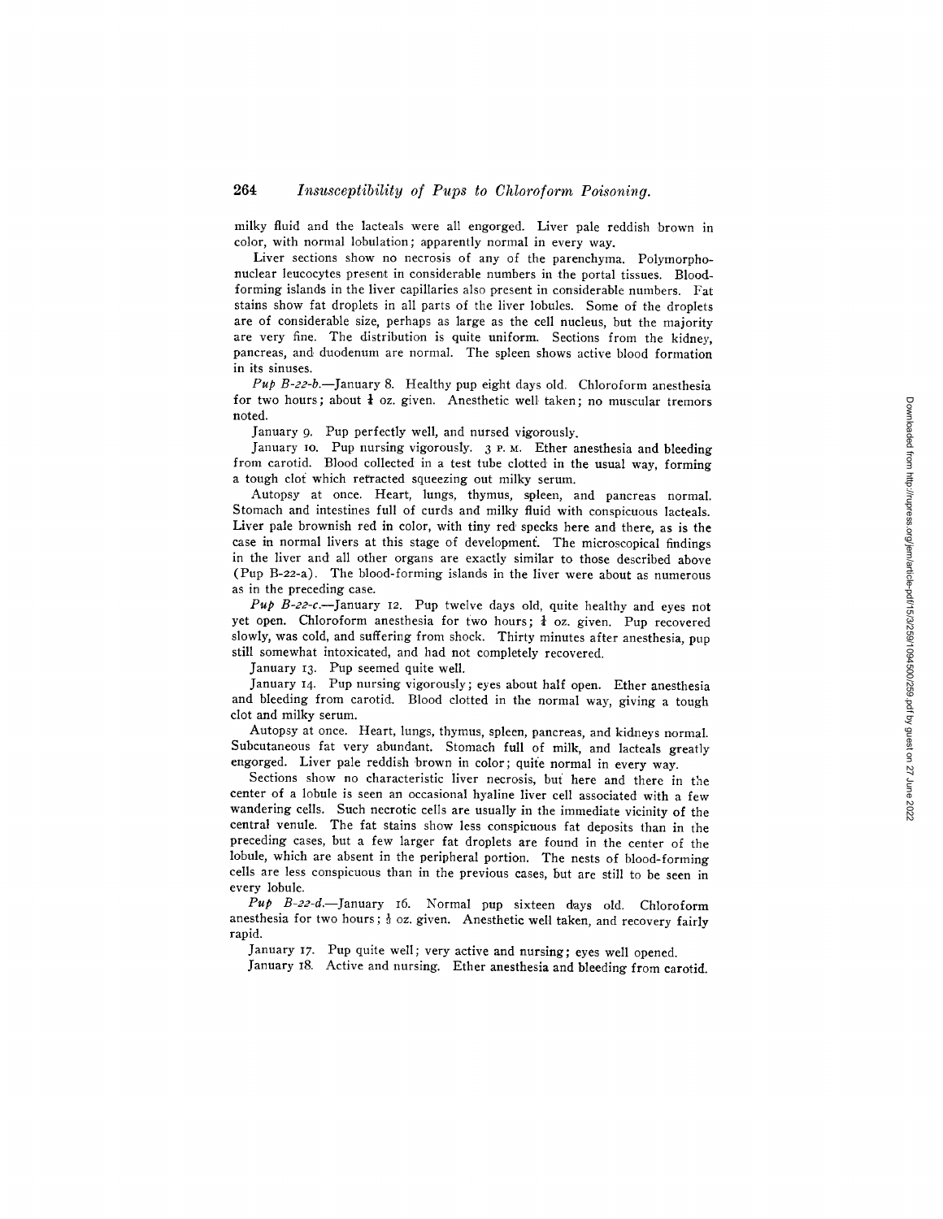milky fluid and the lacteals were all engorged. Liver pale reddish brown in color, with normal lobulation; apparently normal in every way.

Liver sections show no necrosis of any of the parenchyma. Polymorphonuclear leucocytes present in considerable numbers in the portal tissues. Blood-forming islands in the liver capillaries also present in considerable numbers. Fat stains show fat droplets in all parts of the liver lobules. Some of the droplets are of considerable size, perhaps as large as the cell nucleus, but the majority are very fine. The distribution is quite uniform. Sections from the kidney, pancreas, and duodenum are normal. The spleen shows active blood formation in its sinuses.

*Pup B-22-b.*—January 8. Healthy pup eight days old. Chloroform anesthesia for two hours; about ¼ oz. given. Anesthetic well taken; no muscular tremors noted.

January 9. Pup perfectly well, and nursed vigorously.

January 10. Pup nursing vigorously. 3 P. M. Ether anesthesia and bleeding from carotid. Blood collected in a test tube clotted in the usual way, forming a tough clot which retracted squeezing out milky serum.

Autopsy at once. Heart, lungs, thymus, spleen, and pancreas normal. Stomach and intestines full of curds and milky fluid with conspicuous lacteals. Liver pale brownish red in color, with tiny red specks here and there, as is the case in normal livers at this stage of development. The microscopical findings in the liver and all other organs are exactly similar to those described above (Pup B-22-a). The blood-forming islands in the liver were about as numerous as in the preceding case.

*Pup B-22-c.*—January 12. Pup twelve days old, quite healthy and eyes not yet open. Chloroform anesthesia for two hours; ¼ oz. given. Pup recovered slowly, was cold, and suffering from shock. Thirty minutes after anesthesia, pup still somewhat intoxicated, and had not completely recovered.

January 13. Pup seemed quite well.

January 14. Pup nursing vigorously; eyes about half open. Ether anesthesia and bleeding from carotid. Blood clotted in the normal way, giving a tough clot and milky serum.

Autopsy at once. Heart, lungs, thymus, spleen, pancreas, and kidneys normal. Subcutaneous fat very abundant. Stomach full of milk, and lacteals greatly engorged. Liver pale reddish brown in color; quite normal in every way.

Sections show no characteristic liver necrosis, but here and there in the center of a lobule is seen an occasional hyaline liver cell associated with a few wandering cells. Such necrotic cells are usually in the immediate vicinity of the central venule. The fat stains show less conspicuous fat deposits than in the preceding cases, but a few larger fat droplets are found in the center of the lobule, which are absent in the peripheral portion. The nests of blood-forming cells are less conspicuous than in the previous cases, but are still to be seen in every lobule.

*Pup B-22-d.*—January 16. Normal pup sixteen days old. Chloroform anesthesia for two hours; ⅓ oz. given. Anesthetic well taken, and recovery fairly rapid.

January 17. Pup quite well; very active and nursing; eyes well opened.

January 18. Active and nursing. Ether anesthesia and bleeding from carotid.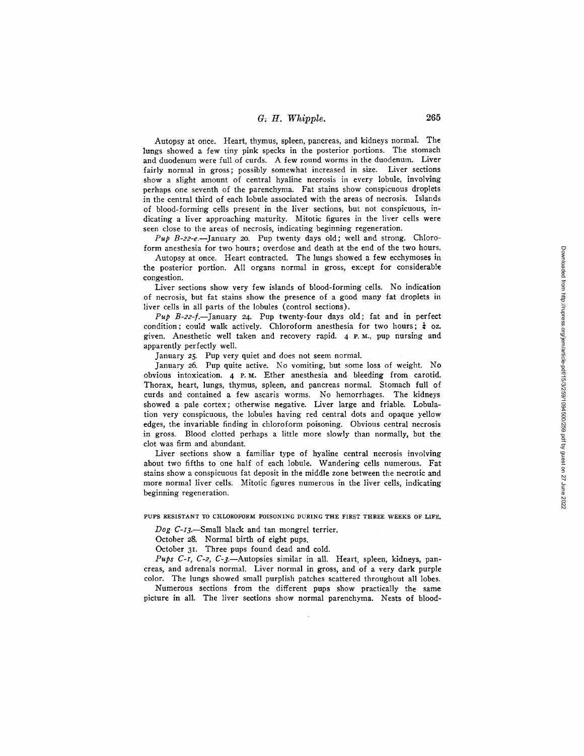Autopsy at once. Heart, thymus, spleen, pancreas, and kidneys normal. The lungs showed a few tiny pink specks in the posterior portions. The stomach and duodenum were full of curds. A few round worms in the duodenum. Liver fairly normal in gross; possibly somewhat increased in size. Liver sections show a slight amount of central hyaline necrosis in every lobule, involving perhaps one seventh of the parenchyma. Fat stains show conspicuous droplets in the central third of each lobule associated with the areas of necrosis. Islands of blood-forming cells present in the liver sections, but not conspicuous, indicating a liver approaching maturity. Mitotic figures in the liver cells were seen close to the areas of necrosis, indicating beginning regeneration.

*Pup B-22-e.*—January 20. Pup twenty days old; well and strong. Chloroform anesthesia for two hours; overdose and death at the end of the two hours.

Autopsy at once. Heart contracted. The lungs showed a few ecchymoses in the posterior portion. All organs normal in gross, except for considerable congestion.

Liver sections show very few islands of blood-forming cells. No indication of necrosis, but fat stains show the presence of a good many fat droplets in liver cells in all parts of the lobules (control sections).

*Pup B-22-f.*—January 24. Pup twenty-four days old; fat and in perfect condition; could walk actively. Chloroform anesthesia for two hours; ½ oz. given. Anesthetic well taken and recovery rapid. 4 P. M., pup nursing and apparently perfectly well.

January 25. Pup very quiet and does not seem normal.

January 26. Pup quite active. No vomiting, but some loss of weight. No obvious intoxication. 4 P. M. Ether anesthesia and bleeding from carotid. Thorax, heart, lungs, thymus, spleen, and pancreas normal. Stomach full of curds and contained a few ascaris worms. No hemorrhages. The kidneys showed a pale cortex; otherwise negative. Liver large and friable. Lobulation very conspicuous, the lobules having red central dots and opaque yellow edges, the invariable finding in chloroform poisoning. Obvious central necrosis in gross. Blood clotted perhaps a little more slowly than normally, but the clot was firm and abundant.

Liver sections show a familiar type of hyaline central necrosis involving about two fifths to one half of each lobule. Wandering cells numerous. Fat stains show a conspicuous fat deposit in the middle zone between the necrotic and more normal liver cells. Mitotic figures numerous in the liver cells, indicating beginning regeneration.

PUPS RESISTANT TO CHLOROFORM POISONING DURING THE FIRST THREE WEEKS OF LIFE.

*Dog C-13.*—Small black and tan mongrel terrier.

October 28. Normal birth of eight pups.

October 31. Three pups found dead and cold.

*Pups C-1, C-2, C-3.*—Autopsies similar in all. Heart, spleen, kidneys, pancreas, and adrenals normal. Liver normal in gross, and of a very dark purple color. The lungs showed small purplish patches scattered throughout all lobes.

Numerous sections from the different pups show practically the same picture in all. The liver sections show normal parenchyma. Nests of blood-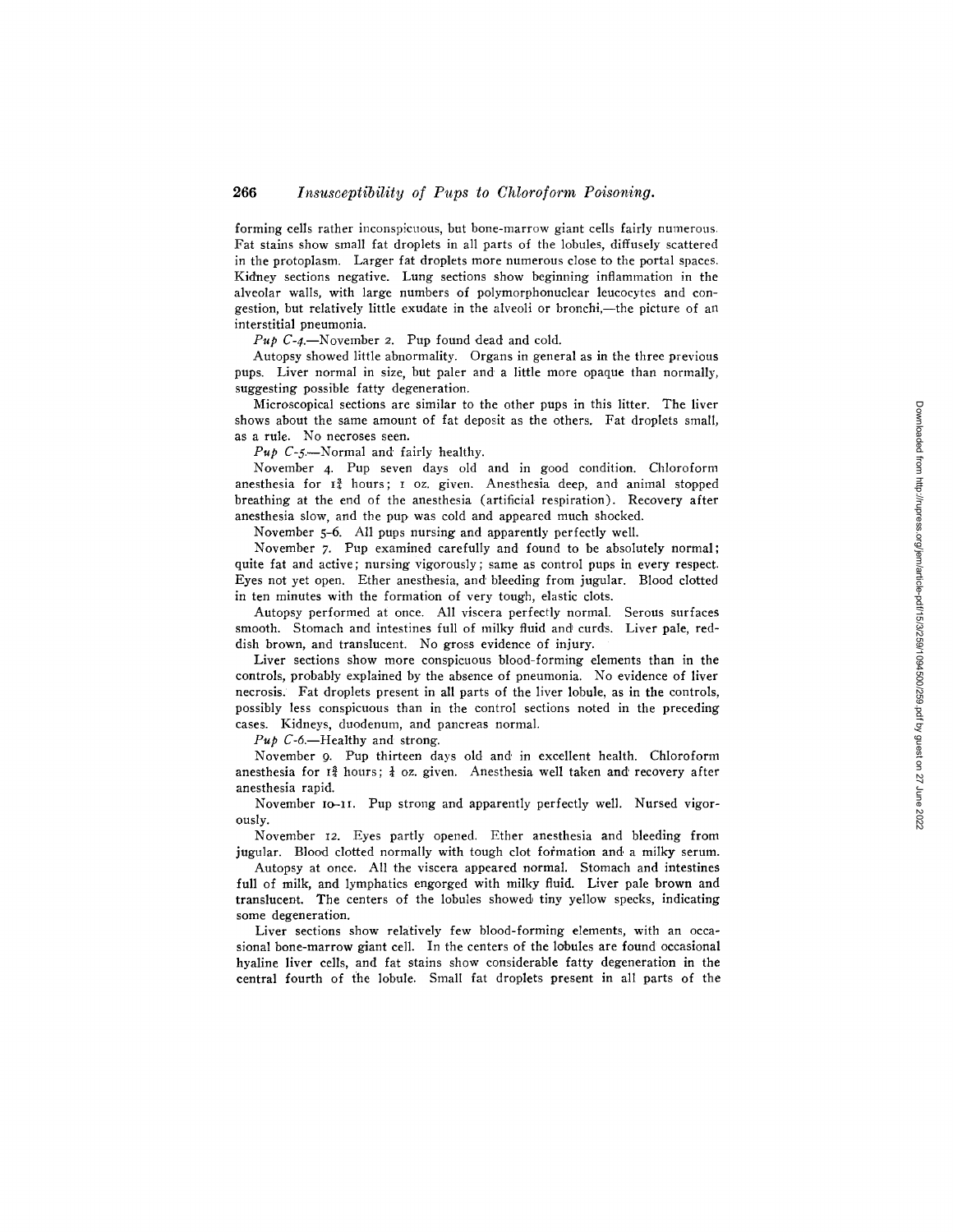forming cells rather inconspicuous, but bone-marrow giant cells fairly numerous. Fat stains show small fat droplets in all parts of the lobules, diffusely scattered in the protoplasm. Larger fat droplets more numerous close to the portal spaces. Kidney sections negative. Lung sections show beginning inflammation in the alveolar walls, with large numbers of polymorphonuclear leucocytes and congestion, but relatively little exudate in the alveoli or bronchi,—the picture of an interstitial pneumonia.

*Pup C-4.*—November 2. Pup found dead and cold.

Autopsy showed little abnormality. Organs in general as in the three previous pups. Liver normal in size, but paler and a little more opaque than normally, suggesting possible fatty degeneration.

Microscopical sections are similar to the other pups in this litter. The liver shows about the same amount of fat deposit as the others. Fat droplets small, as a rule. No necroses seen.

*Pup C-5.*—Normal and fairly healthy.

November 4. Pup seven days old and in good condition. Chloroform anesthesia for 1¾ hours; 1 oz. given. Anesthesia deep, and animal stopped breathing at the end of the anesthesia (artificial respiration). Recovery after anesthesia slow, and the pup was cold and appeared much shocked.

November 5-6. All pups nursing and apparently perfectly well.

November 7. Pup examined carefully and found to be absolutely normal; quite fat and active; nursing vigorously; same as control pups in every respect. Eyes not yet open. Ether anesthesia, and bleeding from jugular. Blood clotted in ten minutes with the formation of very tough, elastic clots.

Autopsy performed at once. All viscera perfectly normal. Serous surfaces smooth. Stomach and intestines full of milky fluid and curds. Liver pale, reddish brown, and translucent. No gross evidence of injury.

Liver sections show more conspicuous blood-forming elements than in the controls, probably explained by the absence of pneumonia. No evidence of liver necrosis. Fat droplets present in all parts of the liver lobule, as in the controls, possibly less conspicuous than in the control sections noted in the preceding cases. Kidneys, duodenum, and pancreas normal.

*Pup C-6.*—Healthy and strong.

November 9. Pup thirteen days old and in excellent health. Chloroform anesthesia for 1¾ hours; ¾ oz. given. Anesthesia well taken and recovery after anesthesia rapid.

November 10-11. Pup strong and apparently perfectly well. Nursed vigorously.

November 12. Eyes partly opened. Ether anesthesia and bleeding from jugular. Blood clotted normally with tough clot formation and a milky serum.

Autopsy at once. All the viscera appeared normal. Stomach and intestines full of milk, and lymphatics engorged with milky fluid. Liver pale brown and translucent. The centers of the lobules showed tiny yellow specks, indicating some degeneration.

Liver sections show relatively few blood-forming elements, with an occasional bone-marrow giant cell. In the centers of the lobules are found occasional hyaline liver cells, and fat stains show considerable fatty degeneration in the central fourth of the lobule. Small fat droplets present in all parts of the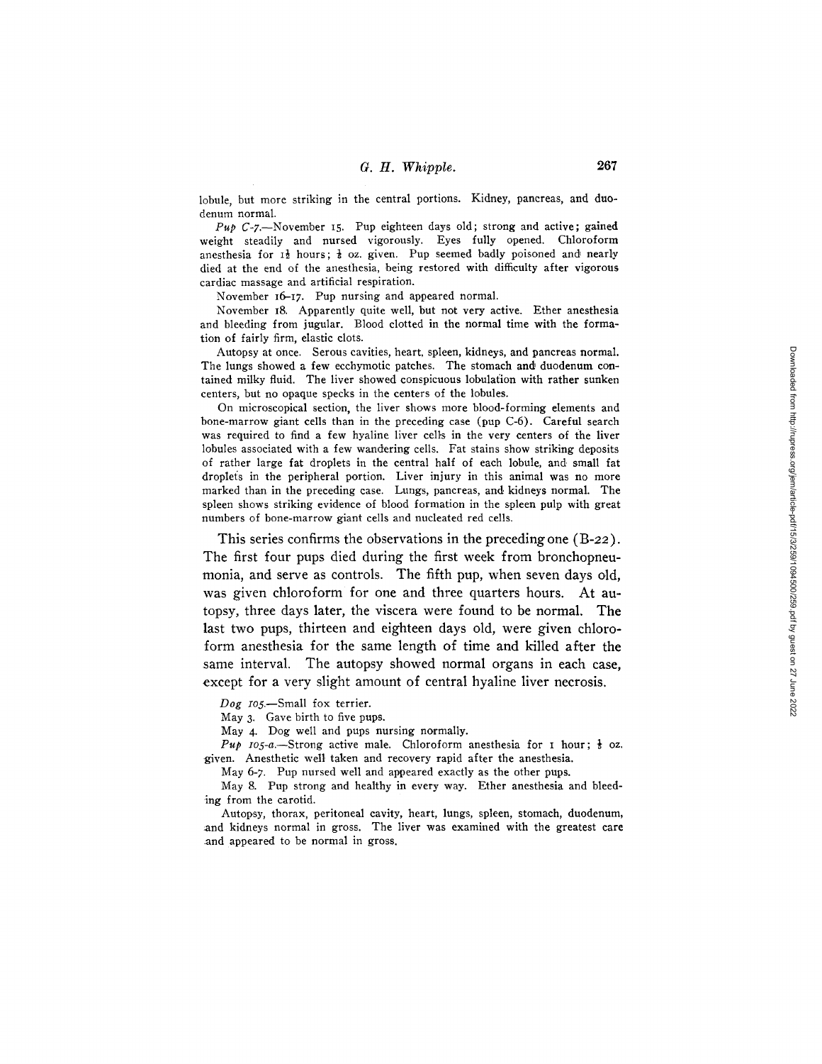lobule, but more striking in the central portions. Kidney, pancreas, and duodenum normal.

*Pup C-7.*—November 15. Pup eighteen days old; strong and active; gained weight steadily and nursed vigorously. Eyes fully opened. Chloroform anesthesia for 1¾ hours; ⅛ oz. given. Pup seemed badly poisoned and nearly died at the end of the anesthesia, being restored with difficulty after vigorous cardiac massage and artificial respiration.

November 16–17. Pup nursing and appeared normal.

November 18. Apparently quite well, but not very active. Ether anesthesia and bleeding from jugular. Blood clotted in the normal time with the formation of fairly firm, elastic clots.

Autopsy at once. Serous cavities, heart, spleen, kidneys, and pancreas normal. The lungs showed a few ecchymotic patches. The stomach and duodenum contained milky fluid. The liver showed conspicuous lobulation with rather sunken centers, but no opaque specks in the centers of the lobules.

On microscopical section, the liver shows more blood-forming elements and bone-marrow giant cells than in the preceding case (pup C-6). Careful search was required to find a few hyaline liver cells in the very centers of the liver lobules associated with a few wandering cells. Fat stains show striking deposits of rather large fat droplets in the central half of each lobule, and small fat droplets in the peripheral portion. Liver injury in this animal was no more marked than in the preceding case. Lungs, pancreas, and kidneys normal. The spleen shows striking evidence of blood formation in the spleen pulp with great numbers of bone-marrow giant cells and nucleated red cells.

This series confirms the observations in the preceding one (B-22). The first four pups died during the first week from bronchopneumonia, and serve as controls. The fifth pup, when seven days old, was given chloroform for one and three quarters hours. At autopsy, three days later, the viscera were found to be normal. The last two pups, thirteen and eighteen days old, were given chloroform anesthesia for the same length of time and killed after the same interval. The autopsy showed normal organs in each case, except for a very slight amount of central hyaline liver necrosis.

*Dog 105.*—Small fox terrier.

May 3. Gave birth to five pups.

May 4. Dog well and pups nursing normally.

*Pup 105-a.*—Strong active male. Chloroform anesthesia for 1 hour; ⅛ oz. given. Anesthetic well taken and recovery rapid after the anesthesia.

May 6-7. Pup nursed well and appeared exactly as the other pups.

May 8. Pup strong and healthy in every way. Ether anesthesia and bleeding from the carotid.

Autopsy, thorax, peritoneal cavity, heart, lungs, spleen, stomach, duodenum, and kidneys normal in gross. The liver was examined with the greatest care and appeared to be normal in gross.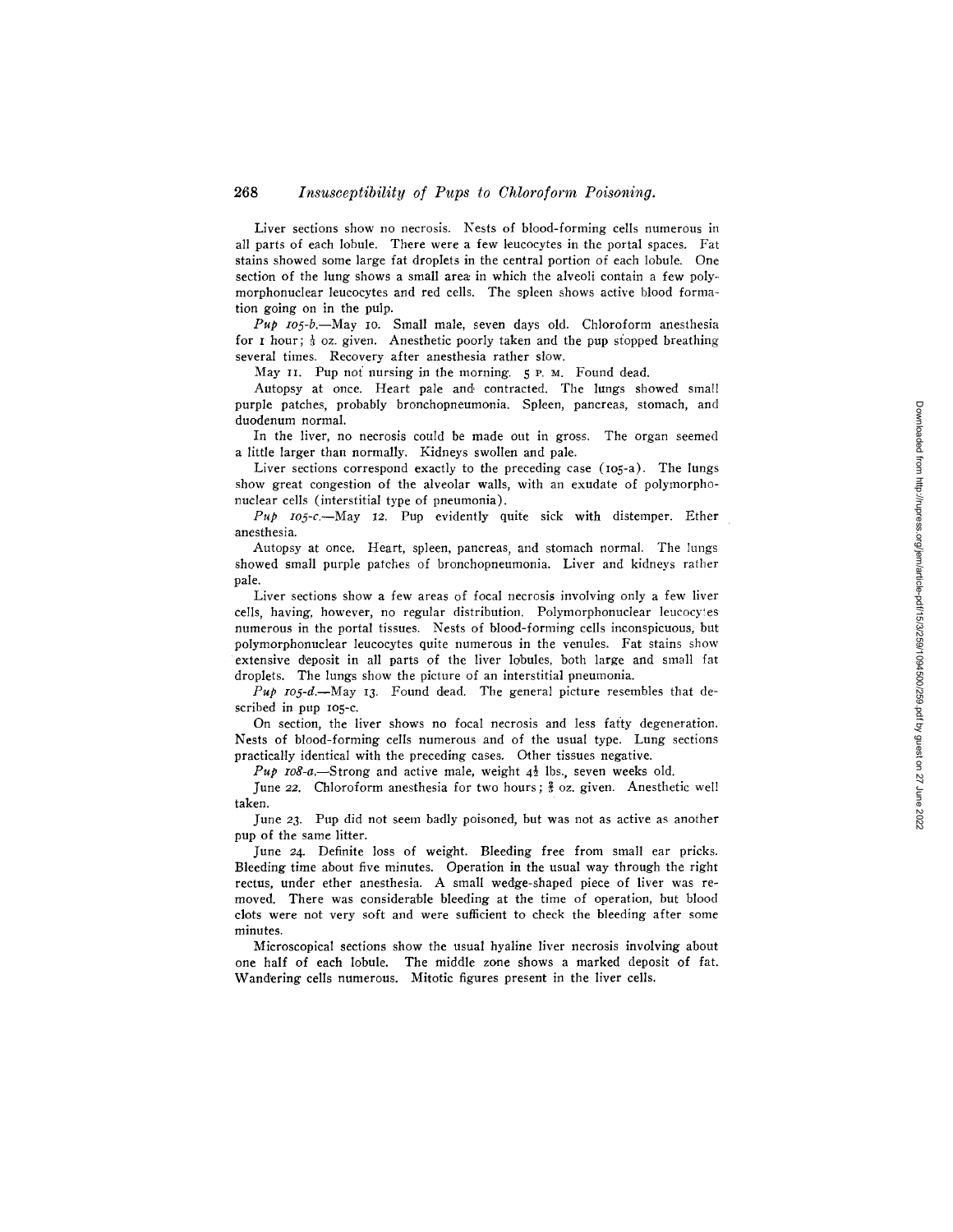Liver sections show no necrosis. Nests of blood-forming cells numerous in all parts of each lobule. There were a few leucocytes in the portal spaces. Fat stains showed some large fat droplets in the central portion of each lobule. One section of the lung shows a small area in which the alveoli contain a few polymorphonuclear leucocytes and red cells. The spleen shows active blood formation going on in the pulp.

*Pup 105-b.*—May 10. Small male, seven days old. Chloroform anesthesia for 1 hour; ⅓ oz. given. Anesthetic poorly taken and the pup stopped breathing several times. Recovery after anesthesia rather slow.

May 11. Pup not nursing in the morning. 5 P. M. Found dead.

Autopsy at once. Heart pale and contracted. The lungs showed small purple patches, probably bronchopneumonia. Spleen, pancreas, stomach, and duodenum normal.

In the liver, no necrosis could be made out in gross. The organ seemed a little larger than normally. Kidneys swollen and pale.

Liver sections correspond exactly to the preceding case (105-a). The lungs show great congestion of the alveolar walls, with an exudate of polymorphonuclear cells (interstitial type of pneumonia).

*Pup 105-c.*—May 12. Pup evidently quite sick with distemper. Ether anesthesia.

Autopsy at once. Heart, spleen, pancreas, and stomach normal. The lungs showed small purple patches of bronchopneumonia. Liver and kidneys rather pale.

Liver sections show a few areas of focal necrosis involving only a few liver cells, having, however, no regular distribution. Polymorphonuclear leucocytes numerous in the portal tissues. Nests of blood-forming cells inconspicuous, but polymorphonuclear leucocytes quite numerous in the venules. Fat stains show extensive deposit in all parts of the liver lobules, both large and small fat droplets. The lungs show the picture of an interstitial pneumonia.

*Pup 105-d.*—May 13. Found dead. The general picture resembles that described in pup 105-c.

On section, the liver shows no focal necrosis and less fatty degeneration. Nests of blood-forming cells numerous and of the usual type. Lung sections practically identical with the preceding cases. Other tissues negative.

*Pup 108-a.*—Strong and active male, weight 4½ lbs., seven weeks old.

June 22. Chloroform anesthesia for two hours; ⅔ oz. given. Anesthetic well taken.

June 23. Pup did not seem badly poisoned, but was not as active as another pup of the same litter.

June 24. Definite loss of weight. Bleeding free from small ear pricks. Bleeding time about five minutes. Operation in the usual way through the right rectus, under ether anesthesia. A small wedge-shaped piece of liver was removed. There was considerable bleeding at the time of operation, but blood clots were not very soft and were sufficient to check the bleeding after some minutes.

Microscopical sections show the usual hyaline liver necrosis involving about one half of each lobule. The middle zone shows a marked deposit of fat. Wandering cells numerous. Mitotic figures present in the liver cells.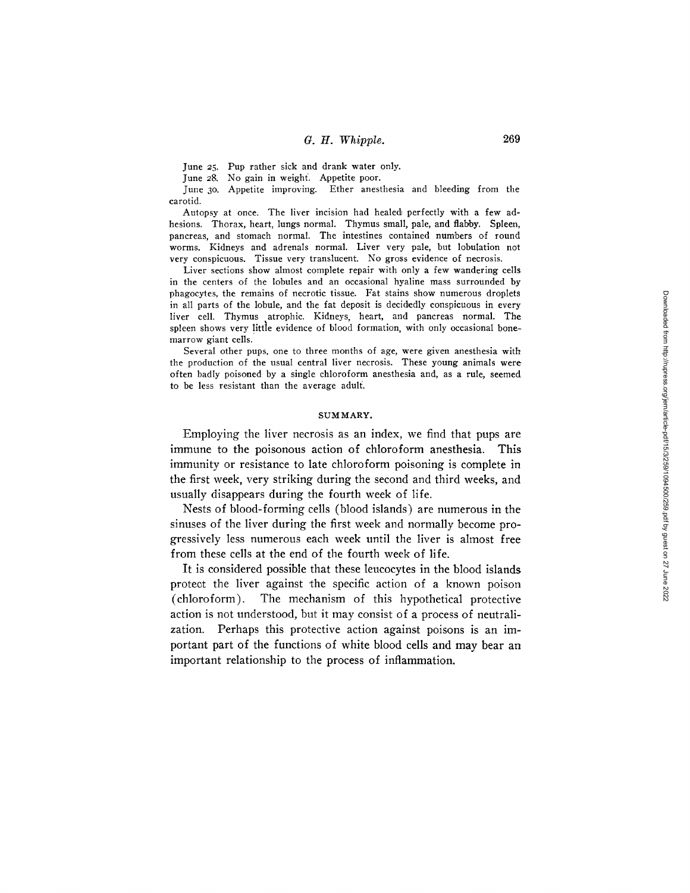June 25. Pup rather sick and drank water only.

June 28. No gain in weight. Appetite poor.

June 30. Appetite improving. Ether anesthesia and bleeding from the carotid.

Autopsy at once. The liver incision had healed perfectly with a few adhesions. Thorax, heart, lungs normal. Thymus small, pale, and flabby. Spleen, pancreas, and stomach normal. The intestines contained numbers of round worms. Kidneys and adrenals normal. Liver very pale, but lobulation not very conspicuous. Tissue very translucent. No gross evidence of necrosis.

Liver sections show almost complete repair with only a few wandering cells in the centers of the lobules and an occasional hyaline mass surrounded by phagocytes, the remains of necrotic tissue. Fat stains show numerous droplets in all parts of the lobule, and the fat deposit is decidedly conspicuous in every liver cell. Thymus atrophic. Kidneys, heart, and pancreas normal. The spleen shows very little evidence of blood formation, with only occasional bone-marrow giant cells.

Several other pups, one to three months of age, were given anesthesia with the production of the usual central liver necrosis. These young animals were often badly poisoned by a single chloroform anesthesia and, as a rule, seemed to be less resistant than the average adult.

## SUMMARY.

Employing the liver necrosis as an index, we find that pups are immune to the poisonous action of chloroform anesthesia. This immunity or resistance to late chloroform poisoning is complete in the first week, very striking during the second and third weeks, and usually disappears during the fourth week of life.

Nests of blood-forming cells (blood islands) are numerous in the sinuses of the liver during the first week and normally become progressively less numerous each week until the liver is almost free from these cells at the end of the fourth week of life.

It is considered possible that these leucocytes in the blood islands protect the liver against the specific action of a known poison (chloroform). The mechanism of this hypothetical protective action is not understood, but it may consist of a process of neutralization. Perhaps this protective action against poisons is an important part of the functions of white blood cells and may bear an important relationship to the process of inflammation.